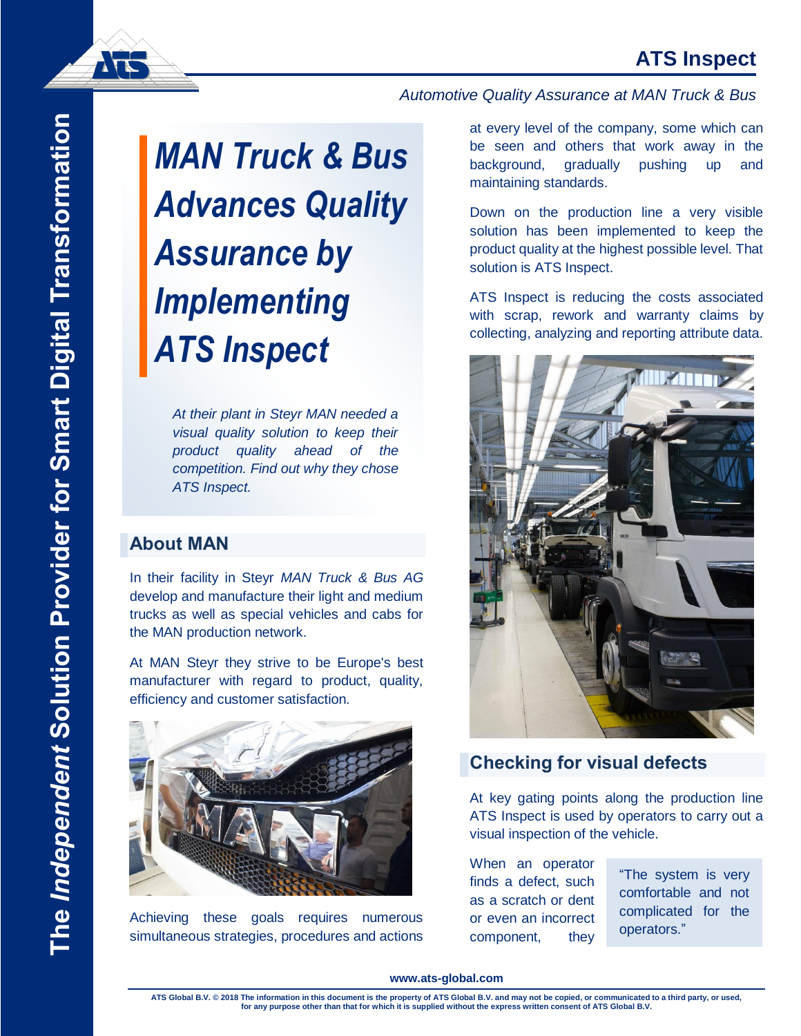# MAN Truck & Bus Advances Quality Assurance by Implementing ATS Inspect

*Automotive Quality Assurance at MAN Truck & Bus*

*At their plant in Steyr MAN needed a visual quality solution to keep their product quality ahead of the competition. Find out why they chose ATS Inspect.*

## About MAN

In their facility in Steyr *MAN Truck & Bus AG* develop and manufacture their light and medium trucks as well as special vehicles and cabs for the MAN production network.

At MAN Steyr they strive to be Europe's best manufacturer with regard to product, quality, efficiency and customer satisfaction.

Achieving these goals requires numerous simultaneous strategies, procedures and actions at every level of the company, some which can be seen and others that work away in the background, gradually pushing up and maintaining standards.

Down on the production line a very visible solution has been implemented to keep the product quality at the highest possible level. That solution is ATS Inspect.

ATS Inspect is reducing the costs associated with scrap, rework and warranty claims by collecting, analyzing and reporting attribute data.

## Checking for visual defects

At key gating points along the production line ATS Inspect is used by operators to carry out a visual inspection of the vehicle.

When an operator finds a defect, such as a scratch or dent or even an incorrect component, they

> "The system is very comfortable and not complicated for the operators."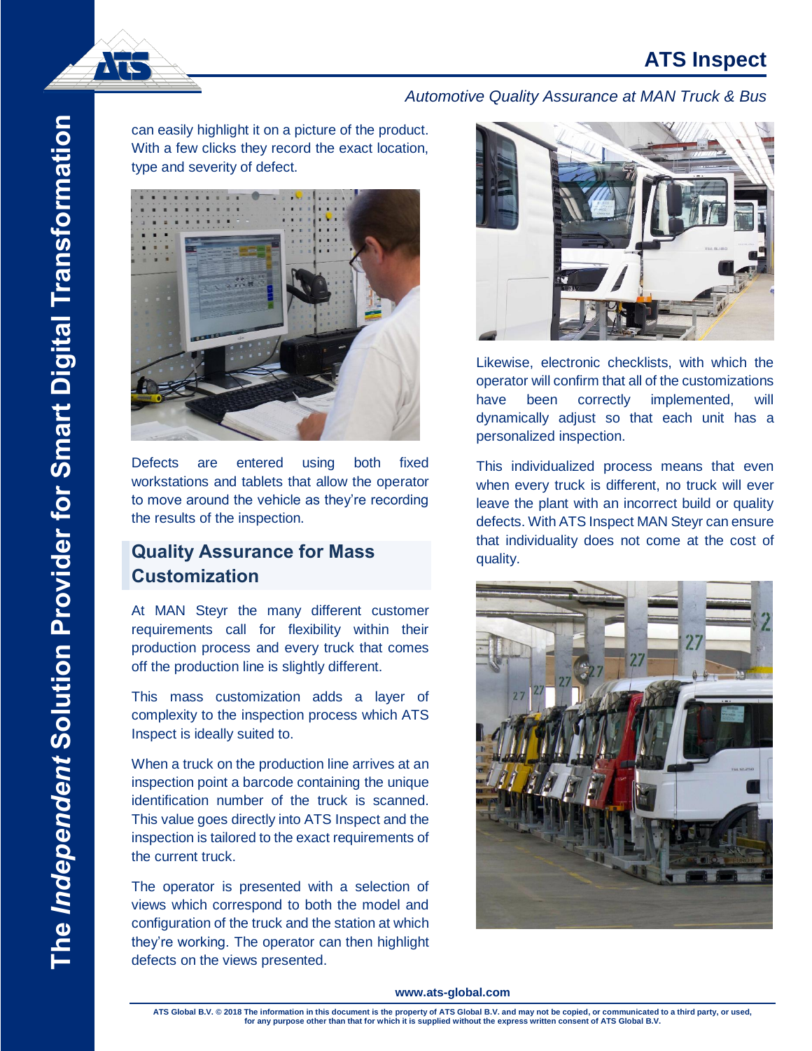can easily highlight it on a picture of the product. With a few clicks they record the exact location, type and severity of defect.

Defects are entered using both fixed workstations and tablets that allow the operator to move around the vehicle as they're recording the results of the inspection.

## Quality Assurance for Mass Customization

At MAN Steyr the many different customer requirements call for flexibility within their production process and every truck that comes off the production line is slightly different.

This mass customization adds a layer of complexity to the inspection process which ATS Inspect is ideally suited to.

When a truck on the production line arrives at an inspection point a barcode containing the unique identification number of the truck is scanned. This value goes directly into ATS Inspect and the inspection is tailored to the exact requirements of the current truck.

The operator is presented with a selection of views which correspond to both the model and configuration of the truck and the station at which they're working. The operator can then highlight defects on the views presented.

Likewise, electronic checklists, with which the operator will confirm that all of the customizations have been correctly implemented, will dynamically adjust so that each unit has a personalized inspection.

This individualized process means that even when every truck is different, no truck will ever leave the plant with an incorrect build or quality defects. With ATS Inspect MAN Steyr can ensure that individuality does not come at the cost of quality.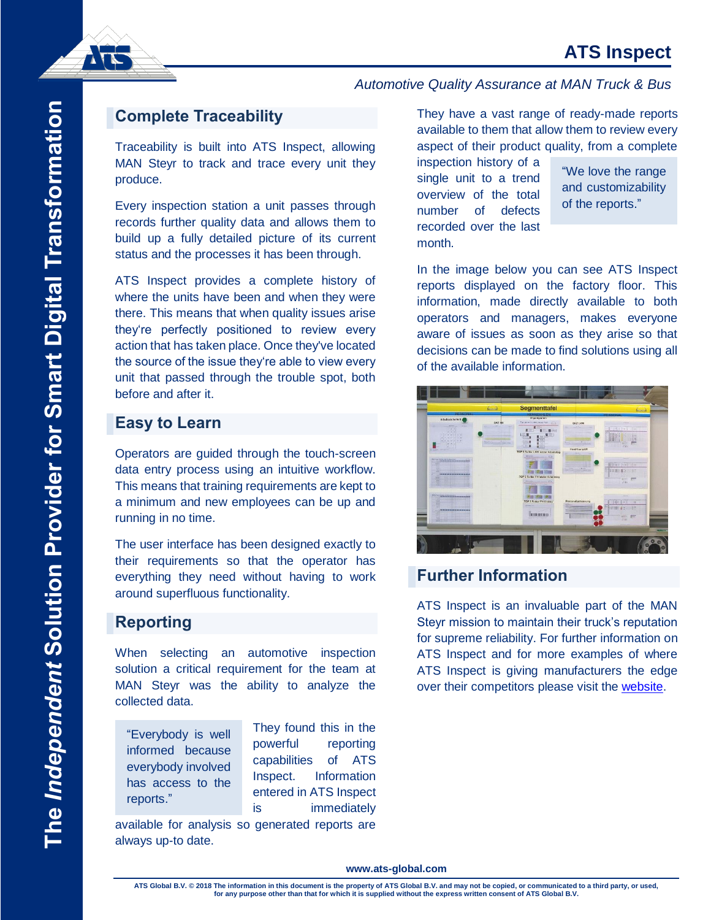# ATS Inspect

*Automotive Quality Assurance at MAN Truck & Bus*

## Complete Traceability

Traceability is built into ATS Inspect, allowing MAN Steyr to track and trace every unit they produce.

Every inspection station a unit passes through records further quality data and allows them to build up a fully detailed picture of its current status and the processes it has been through.

ATS Inspect provides a complete history of where the units have been and when they were there. This means that when quality issues arise they're perfectly positioned to review every action that has taken place. Once they've located the source of the issue they're able to view every unit that passed through the trouble spot, both before and after it.

## Easy to Learn

Operators are guided through the touch-screen data entry process using an intuitive workflow. This means that training requirements are kept to a minimum and new employees can be up and running in no time.

The user interface has been designed exactly to their requirements so that the operator has everything they need without having to work around superfluous functionality.

## Reporting

When selecting an automotive inspection solution a critical requirement for the team at MAN Steyr was the ability to analyze the collected data.

> "Everybody is well informed because everybody involved has access to the reports."

They found this in the powerful reporting capabilities of ATS Inspect. Information entered in ATS Inspect is immediately available for analysis so generated reports are always up-to-date.

They have a vast range of ready-made reports available to them that allow them to review every aspect of their product quality, from a complete inspection history of a single unit to a trend overview of the total number of defects recorded over the last month.

> "We love the range and customizability of the reports."

In the image below you can see ATS Inspect reports displayed on the factory floor. This information, made directly available to both operators and managers, makes everyone aware of issues as soon as they arise so that decisions can be made to find solutions using all of the available information.

## Further Information

ATS Inspect is an invaluable part of the MAN Steyr mission to maintain their truck's reputation for supreme reliability. For further information on ATS Inspect and for more examples of where ATS Inspect is giving manufacturers the edge over their competitors please visit the website.

**www.ats-global.com**

**ATS Global B.V. © 2018 The information in this document is the property of ATS Global B.V. and may not be copied, or communicated to a third party, or used, for any purpose other than that for which it is supplied without the express written consent of ATS Global B.V.**